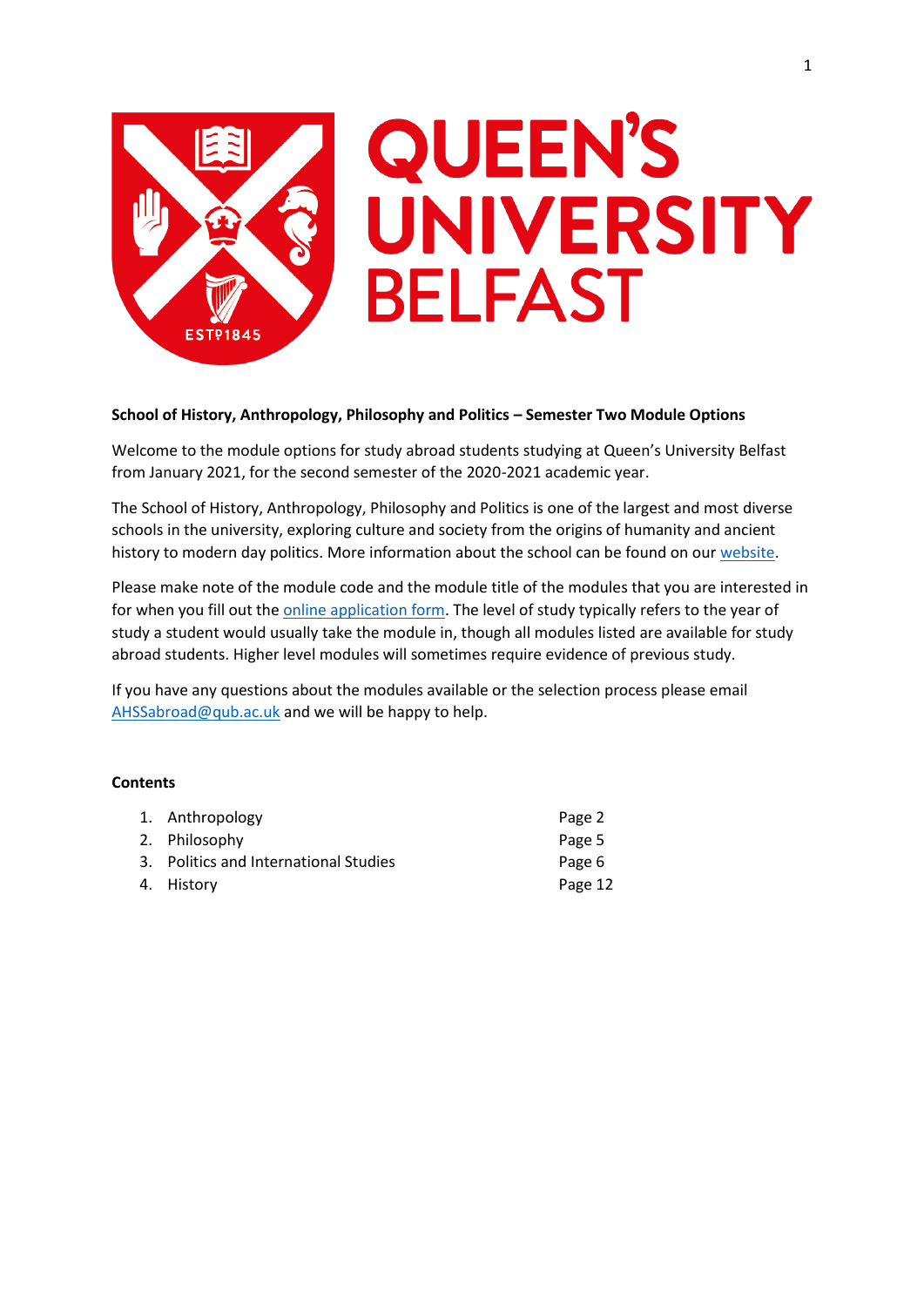**School of History, Anthropology, Philosophy and Politics – Semester Two Module Options**

Welcome to the module options for study abroad students studying at Queen's University Belfast from January 2021, for the second semester of the 2020-2021 academic year.

The School of History, Anthropology, Philosophy and Politics is one of the largest and most diverse schools in the university, exploring culture and society from the origins of humanity and ancient history to modern day politics. More information about the school can be found on our website.

Please make note of the module code and the module title of the modules that you are interested in for when you fill out the online application form. The level of study typically refers to the year of study a student would usually take the module in, though all modules listed are available for study abroad students. Higher level modules will sometimes require evidence of previous study.

If you have any questions about the modules available or the selection process please email AHSSabroad@qub.ac.uk and we will be happy to help.

**Contents**

| | |
|---|---|
| 1. Anthropology | Page 2 |
| 2. Philosophy | Page 5 |
| 3. Politics and International Studies | Page 6 |
| 4. History | Page 12 |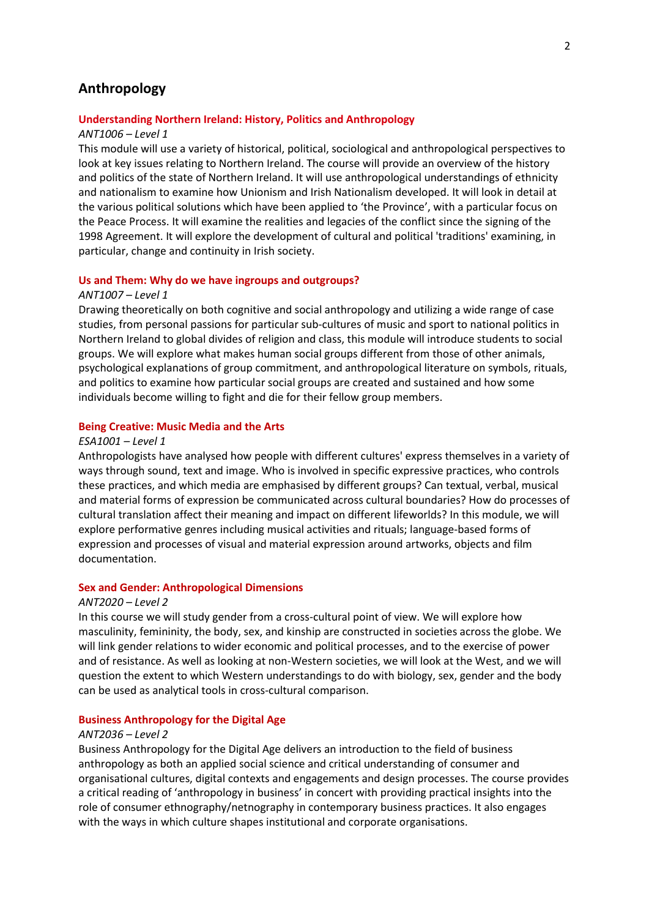## Anthropology

### Understanding Northern Ireland: History, Politics and Anthropology

*ANT1006 – Level 1*

This module will use a variety of historical, political, sociological and anthropological perspectives to look at key issues relating to Northern Ireland. The course will provide an overview of the history and politics of the state of Northern Ireland. It will use anthropological understandings of ethnicity and nationalism to examine how Unionism and Irish Nationalism developed. It will look in detail at the various political solutions which have been applied to 'the Province', with a particular focus on the Peace Process. It will examine the realities and legacies of the conflict since the signing of the 1998 Agreement. It will explore the development of cultural and political 'traditions' examining, in particular, change and continuity in Irish society.

### Us and Them: Why do we have ingroups and outgroups?

*ANT1007 – Level 1*

Drawing theoretically on both cognitive and social anthropology and utilizing a wide range of case studies, from personal passions for particular sub-cultures of music and sport to national politics in Northern Ireland to global divides of religion and class, this module will introduce students to social groups. We will explore what makes human social groups different from those of other animals, psychological explanations of group commitment, and anthropological literature on symbols, rituals, and politics to examine how particular social groups are created and sustained and how some individuals become willing to fight and die for their fellow group members.

### Being Creative: Music Media and the Arts

*ESA1001 – Level 1*

Anthropologists have analysed how people with different cultures' express themselves in a variety of ways through sound, text and image. Who is involved in specific expressive practices, who controls these practices, and which media are emphasised by different groups? Can textual, verbal, musical and material forms of expression be communicated across cultural boundaries? How do processes of cultural translation affect their meaning and impact on different lifeworlds? In this module, we will explore performative genres including musical activities and rituals; language-based forms of expression and processes of visual and material expression around artworks, objects and film documentation.

### Sex and Gender: Anthropological Dimensions

*ANT2020 – Level 2*

In this course we will study gender from a cross-cultural point of view. We will explore how masculinity, femininity, the body, sex, and kinship are constructed in societies across the globe. We will link gender relations to wider economic and political processes, and to the exercise of power and of resistance. As well as looking at non-Western societies, we will look at the West, and we will question the extent to which Western understandings to do with biology, sex, gender and the body can be used as analytical tools in cross-cultural comparison.

### Business Anthropology for the Digital Age

*ANT2036 – Level 2*

Business Anthropology for the Digital Age delivers an introduction to the field of business anthropology as both an applied social science and critical understanding of consumer and organisational cultures, digital contexts and engagements and design processes. The course provides a critical reading of 'anthropology in business' in concert with providing practical insights into the role of consumer ethnography/netnography in contemporary business practices. It also engages with the ways in which culture shapes institutional and corporate organisations.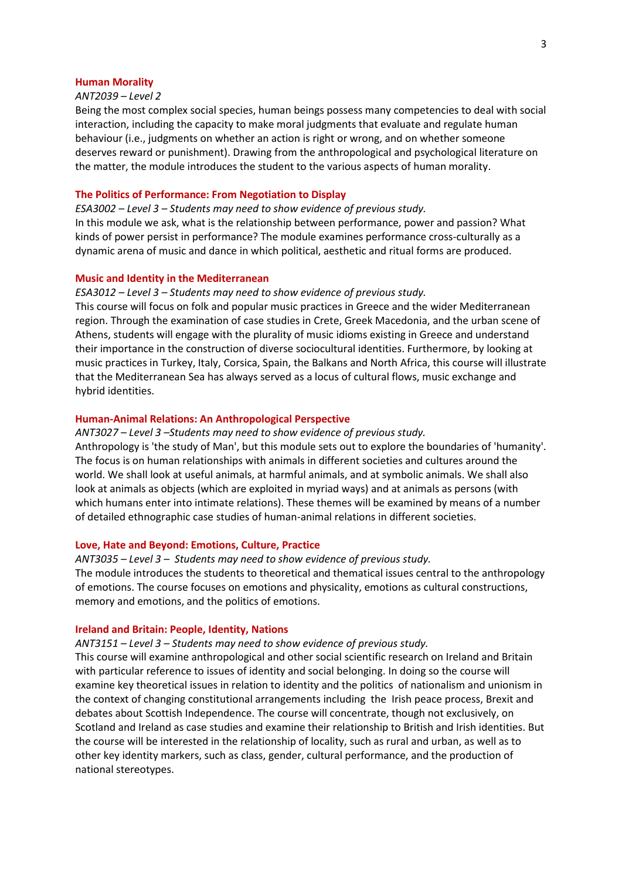### Human Morality

*ANT2039 – Level 2*

Being the most complex social species, human beings possess many competencies to deal with social interaction, including the capacity to make moral judgments that evaluate and regulate human behaviour (i.e., judgments on whether an action is right or wrong, and on whether someone deserves reward or punishment). Drawing from the anthropological and psychological literature on the matter, the module introduces the student to the various aspects of human morality.

### The Politics of Performance: From Negotiation to Display

*ESA3002 – Level 3 – Students may need to show evidence of previous study.*

In this module we ask, what is the relationship between performance, power and passion? What kinds of power persist in performance? The module examines performance cross-culturally as a dynamic arena of music and dance in which political, aesthetic and ritual forms are produced.

### Music and Identity in the Mediterranean

*ESA3012 – Level 3 – Students may need to show evidence of previous study.*

This course will focus on folk and popular music practices in Greece and the wider Mediterranean region. Through the examination of case studies in Crete, Greek Macedonia, and the urban scene of Athens, students will engage with the plurality of music idioms existing in Greece and understand their importance in the construction of diverse sociocultural identities. Furthermore, by looking at music practices in Turkey, Italy, Corsica, Spain, the Balkans and North Africa, this course will illustrate that the Mediterranean Sea has always served as a locus of cultural flows, music exchange and hybrid identities.

### Human-Animal Relations: An Anthropological Perspective

*ANT3027 – Level 3 –Students may need to show evidence of previous study.*

Anthropology is 'the study of Man', but this module sets out to explore the boundaries of 'humanity'. The focus is on human relationships with animals in different societies and cultures around the world. We shall look at useful animals, at harmful animals, and at symbolic animals. We shall also look at animals as objects (which are exploited in myriad ways) and at animals as persons (with which humans enter into intimate relations). These themes will be examined by means of a number of detailed ethnographic case studies of human-animal relations in different societies.

### Love, Hate and Beyond: Emotions, Culture, Practice

*ANT3035 – Level 3 – Students may need to show evidence of previous study.*

The module introduces the students to theoretical and thematical issues central to the anthropology of emotions. The course focuses on emotions and physicality, emotions as cultural constructions, memory and emotions, and the politics of emotions.

### Ireland and Britain: People, Identity, Nations

*ANT3151 – Level 3 – Students may need to show evidence of previous study.*

This course will examine anthropological and other social scientific research on Ireland and Britain with particular reference to issues of identity and social belonging. In doing so the course will examine key theoretical issues in relation to identity and the politics of nationalism and unionism in the context of changing constitutional arrangements including the Irish peace process, Brexit and debates about Scottish Independence. The course will concentrate, though not exclusively, on Scotland and Ireland as case studies and examine their relationship to British and Irish identities. But the course will be interested in the relationship of locality, such as rural and urban, as well as to other key identity markers, such as class, gender, cultural performance, and the production of national stereotypes.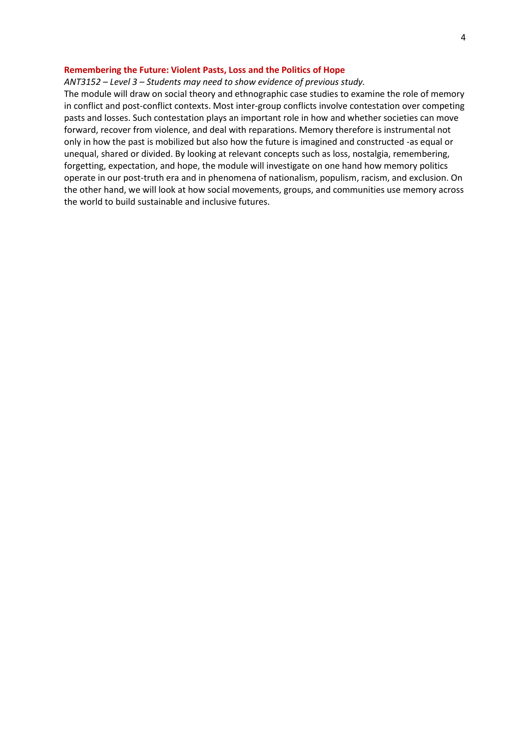### **Remembering the Future: Violent Pasts, Loss and the Politics of Hope**

*ANT3152 – Level 3 – Students may need to show evidence of previous study.*

The module will draw on social theory and ethnographic case studies to examine the role of memory in conflict and post-conflict contexts. Most inter-group conflicts involve contestation over competing pasts and losses. Such contestation plays an important role in how and whether societies can move forward, recover from violence, and deal with reparations. Memory therefore is instrumental not only in how the past is mobilized but also how the future is imagined and constructed -as equal or unequal, shared or divided. By looking at relevant concepts such as loss, nostalgia, remembering, forgetting, expectation, and hope, the module will investigate on one hand how memory politics operate in our post-truth era and in phenomena of nationalism, populism, racism, and exclusion. On the other hand, we will look at how social movements, groups, and communities use memory across the world to build sustainable and inclusive futures.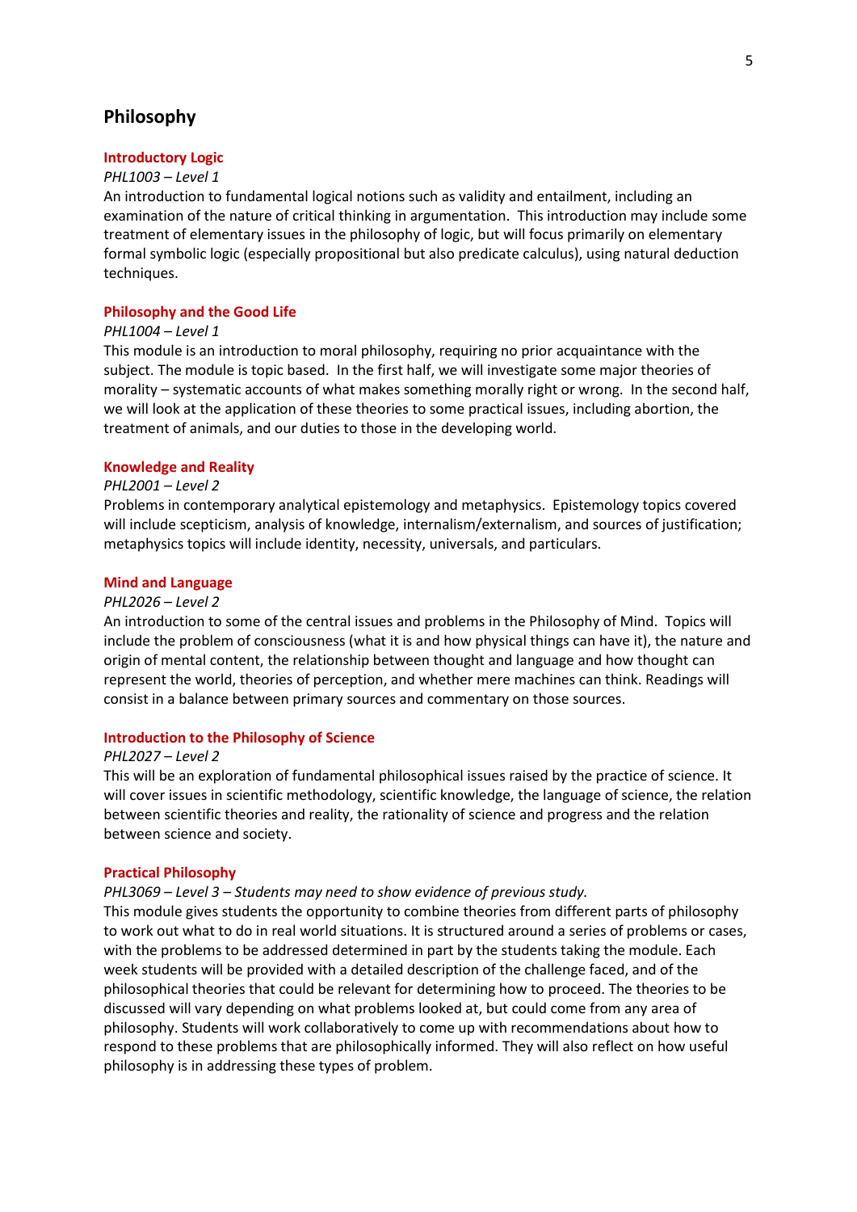## Philosophy

### Introductory Logic

*PHL1003 – Level 1*

An introduction to fundamental logical notions such as validity and entailment, including an examination of the nature of critical thinking in argumentation. This introduction may include some treatment of elementary issues in the philosophy of logic, but will focus primarily on elementary formal symbolic logic (especially propositional but also predicate calculus), using natural deduction techniques.

### Philosophy and the Good Life

*PHL1004 – Level 1*

This module is an introduction to moral philosophy, requiring no prior acquaintance with the subject. The module is topic based. In the first half, we will investigate some major theories of morality – systematic accounts of what makes something morally right or wrong. In the second half, we will look at the application of these theories to some practical issues, including abortion, the treatment of animals, and our duties to those in the developing world.

### Knowledge and Reality

*PHL2001 – Level 2*

Problems in contemporary analytical epistemology and metaphysics. Epistemology topics covered will include scepticism, analysis of knowledge, internalism/externalism, and sources of justification; metaphysics topics will include identity, necessity, universals, and particulars.

### Mind and Language

*PHL2026 – Level 2*

An introduction to some of the central issues and problems in the Philosophy of Mind. Topics will include the problem of consciousness (what it is and how physical things can have it), the nature and origin of mental content, the relationship between thought and language and how thought can represent the world, theories of perception, and whether mere machines can think. Readings will consist in a balance between primary sources and commentary on those sources.

### Introduction to the Philosophy of Science

*PHL2027 – Level 2*

This will be an exploration of fundamental philosophical issues raised by the practice of science. It will cover issues in scientific methodology, scientific knowledge, the language of science, the relation between scientific theories and reality, the rationality of science and progress and the relation between science and society.

### Practical Philosophy

*PHL3069 – Level 3 – Students may need to show evidence of previous study.*

This module gives students the opportunity to combine theories from different parts of philosophy to work out what to do in real world situations. It is structured around a series of problems or cases, with the problems to be addressed determined in part by the students taking the module. Each week students will be provided with a detailed description of the challenge faced, and of the philosophical theories that could be relevant for determining how to proceed. The theories to be discussed will vary depending on what problems looked at, but could come from any area of philosophy. Students will work collaboratively to come up with recommendations about how to respond to these problems that are philosophically informed. They will also reflect on how useful philosophy is in addressing these types of problem.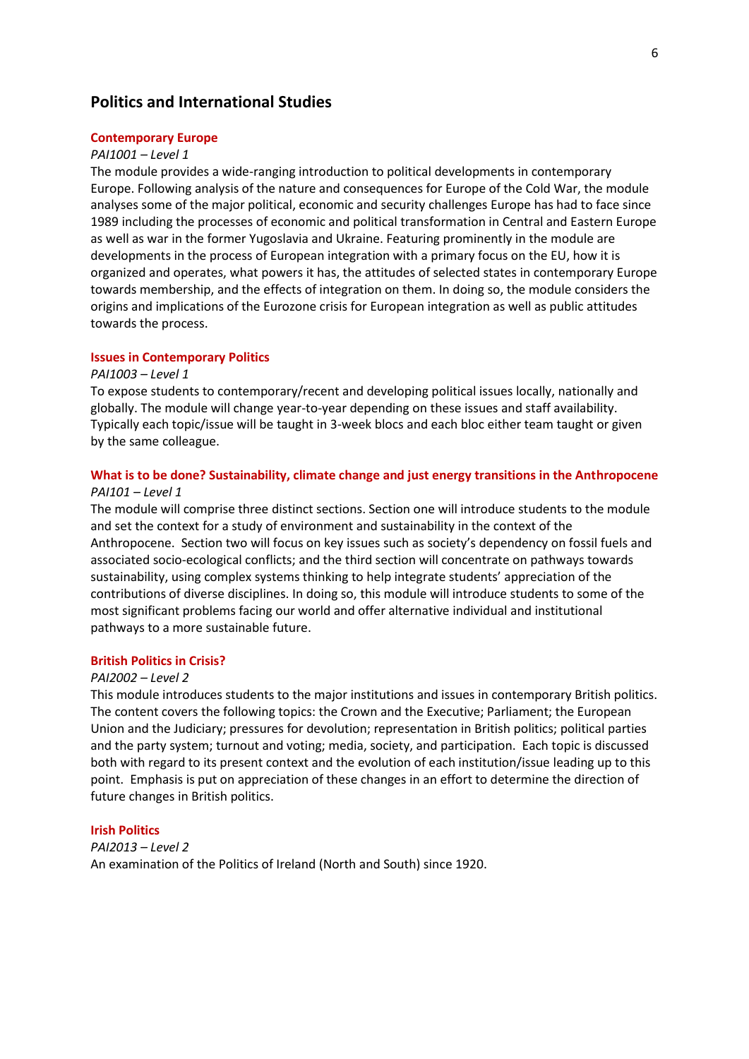## Politics and International Studies

### Contemporary Europe

*PAI1001 – Level 1*

The module provides a wide-ranging introduction to political developments in contemporary Europe. Following analysis of the nature and consequences for Europe of the Cold War, the module analyses some of the major political, economic and security challenges Europe has had to face since 1989 including the processes of economic and political transformation in Central and Eastern Europe as well as war in the former Yugoslavia and Ukraine. Featuring prominently in the module are developments in the process of European integration with a primary focus on the EU, how it is organized and operates, what powers it has, the attitudes of selected states in contemporary Europe towards membership, and the effects of integration on them. In doing so, the module considers the origins and implications of the Eurozone crisis for European integration as well as public attitudes towards the process.

### Issues in Contemporary Politics

*PAI1003 – Level 1*

To expose students to contemporary/recent and developing political issues locally, nationally and globally. The module will change year-to-year depending on these issues and staff availability. Typically each topic/issue will be taught in 3-week blocs and each bloc either team taught or given by the same colleague.

### What is to be done? Sustainability, climate change and just energy transitions in the Anthropocene

*PAI101 – Level 1*

The module will comprise three distinct sections. Section one will introduce students to the module and set the context for a study of environment and sustainability in the context of the Anthropocene. Section two will focus on key issues such as society's dependency on fossil fuels and associated socio-ecological conflicts; and the third section will concentrate on pathways towards sustainability, using complex systems thinking to help integrate students' appreciation of the contributions of diverse disciplines. In doing so, this module will introduce students to some of the most significant problems facing our world and offer alternative individual and institutional pathways to a more sustainable future.

### British Politics in Crisis?

*PAI2002 – Level 2*

This module introduces students to the major institutions and issues in contemporary British politics. The content covers the following topics: the Crown and the Executive; Parliament; the European Union and the Judiciary; pressures for devolution; representation in British politics; political parties and the party system; turnout and voting; media, society, and participation. Each topic is discussed both with regard to its present context and the evolution of each institution/issue leading up to this point. Emphasis is put on appreciation of these changes in an effort to determine the direction of future changes in British politics.

### Irish Politics

*PAI2013 – Level 2*

An examination of the Politics of Ireland (North and South) since 1920.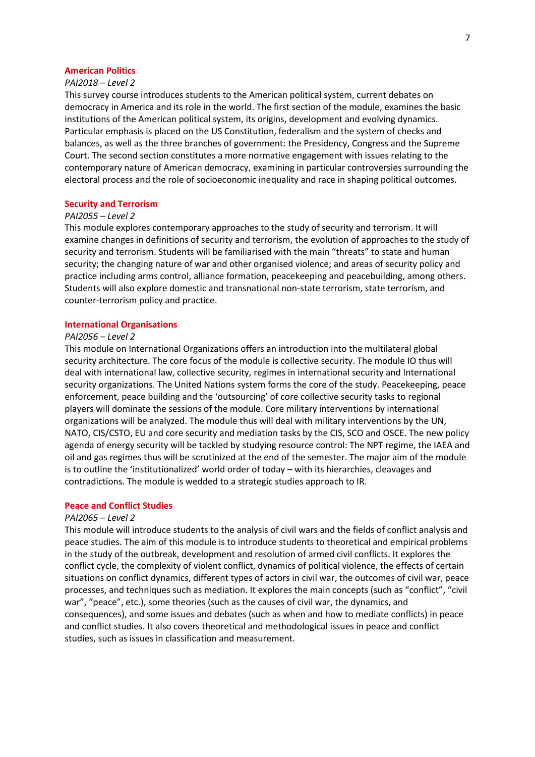### American Politics

*PAI2018 – Level 2*

This survey course introduces students to the American political system, current debates on democracy in America and its role in the world. The first section of the module, examines the basic institutions of the American political system, its origins, development and evolving dynamics. Particular emphasis is placed on the US Constitution, federalism and the system of checks and balances, as well as the three branches of government: the Presidency, Congress and the Supreme Court. The second section constitutes a more normative engagement with issues relating to the contemporary nature of American democracy, examining in particular controversies surrounding the electoral process and the role of socioeconomic inequality and race in shaping political outcomes.

### Security and Terrorism

*PAI2055 – Level 2*

This module explores contemporary approaches to the study of security and terrorism. It will examine changes in definitions of security and terrorism, the evolution of approaches to the study of security and terrorism. Students will be familiarised with the main "threats" to state and human security; the changing nature of war and other organised violence; and areas of security policy and practice including arms control, alliance formation, peacekeeping and peacebuilding, among others. Students will also explore domestic and transnational non-state terrorism, state terrorism, and counter-terrorism policy and practice.

### International Organisations

*PAI2056 – Level 2*

This module on International Organizations offers an introduction into the multilateral global security architecture. The core focus of the module is collective security. The module IO thus will deal with international law, collective security, regimes in international security and International security organizations. The United Nations system forms the core of the study. Peacekeeping, peace enforcement, peace building and the 'outsourcing' of core collective security tasks to regional players will dominate the sessions of the module. Core military interventions by international organizations will be analyzed. The module thus will deal with military interventions by the UN, NATO, CIS/CSTO, EU and core security and mediation tasks by the CIS, SCO and OSCE. The new policy agenda of energy security will be tackled by studying resource control: The NPT regime, the IAEA and oil and gas regimes thus will be scrutinized at the end of the semester. The major aim of the module is to outline the 'institutionalized' world order of today – with its hierarchies, cleavages and contradictions. The module is wedded to a strategic studies approach to IR.

### Peace and Conflict Studies

*PAI2065 – Level 2*

This module will introduce students to the analysis of civil wars and the fields of conflict analysis and peace studies. The aim of this module is to introduce students to theoretical and empirical problems in the study of the outbreak, development and resolution of armed civil conflicts. It explores the conflict cycle, the complexity of violent conflict, dynamics of political violence, the effects of certain situations on conflict dynamics, different types of actors in civil war, the outcomes of civil war, peace processes, and techniques such as mediation. It explores the main concepts (such as "conflict", "civil war", "peace", etc.), some theories (such as the causes of civil war, the dynamics, and consequences), and some issues and debates (such as when and how to mediate conflicts) in peace and conflict studies. It also covers theoretical and methodological issues in peace and conflict studies, such as issues in classification and measurement.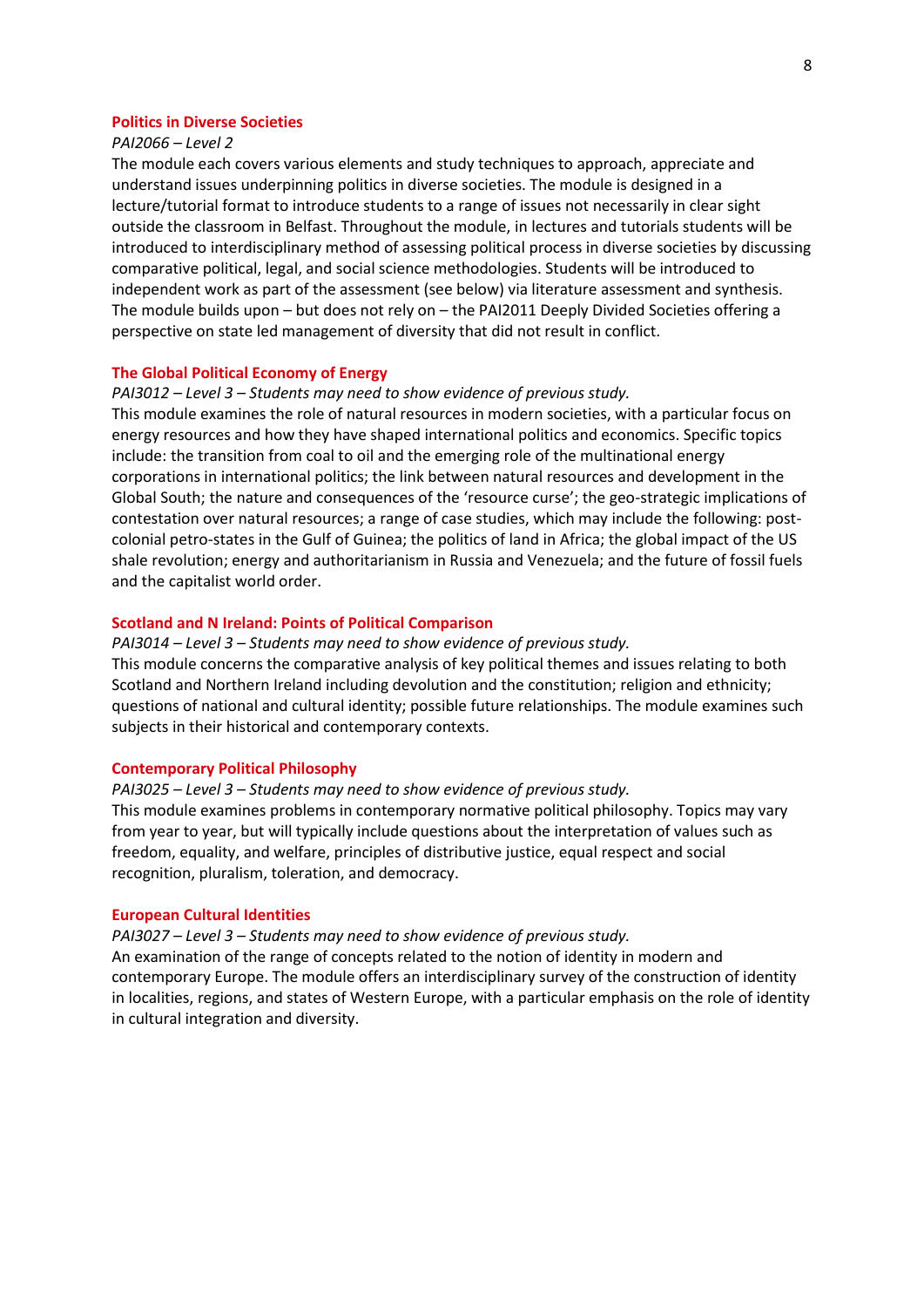### Politics in Diverse Societies

*PAI2066 – Level 2*

The module each covers various elements and study techniques to approach, appreciate and understand issues underpinning politics in diverse societies. The module is designed in a lecture/tutorial format to introduce students to a range of issues not necessarily in clear sight outside the classroom in Belfast. Throughout the module, in lectures and tutorials students will be introduced to interdisciplinary method of assessing political process in diverse societies by discussing comparative political, legal, and social science methodologies. Students will be introduced to independent work as part of the assessment (see below) via literature assessment and synthesis. The module builds upon – but does not rely on – the PAI2011 Deeply Divided Societies offering a perspective on state led management of diversity that did not result in conflict.

### The Global Political Economy of Energy

*PAI3012 – Level 3 – Students may need to show evidence of previous study.*

This module examines the role of natural resources in modern societies, with a particular focus on energy resources and how they have shaped international politics and economics. Specific topics include: the transition from coal to oil and the emerging role of the multinational energy corporations in international politics; the link between natural resources and development in the Global South; the nature and consequences of the 'resource curse'; the geo-strategic implications of contestation over natural resources; a range of case studies, which may include the following: post-colonial petro-states in the Gulf of Guinea; the politics of land in Africa; the global impact of the US shale revolution; energy and authoritarianism in Russia and Venezuela; and the future of fossil fuels and the capitalist world order.

### Scotland and N Ireland: Points of Political Comparison

*PAI3014 – Level 3 – Students may need to show evidence of previous study.*

This module concerns the comparative analysis of key political themes and issues relating to both Scotland and Northern Ireland including devolution and the constitution; religion and ethnicity; questions of national and cultural identity; possible future relationships. The module examines such subjects in their historical and contemporary contexts.

### Contemporary Political Philosophy

*PAI3025 – Level 3 – Students may need to show evidence of previous study.*

This module examines problems in contemporary normative political philosophy. Topics may vary from year to year, but will typically include questions about the interpretation of values such as freedom, equality, and welfare, principles of distributive justice, equal respect and social recognition, pluralism, toleration, and democracy.

### European Cultural Identities

*PAI3027 – Level 3 – Students may need to show evidence of previous study.*

An examination of the range of concepts related to the notion of identity in modern and contemporary Europe. The module offers an interdisciplinary survey of the construction of identity in localities, regions, and states of Western Europe, with a particular emphasis on the role of identity in cultural integration and diversity.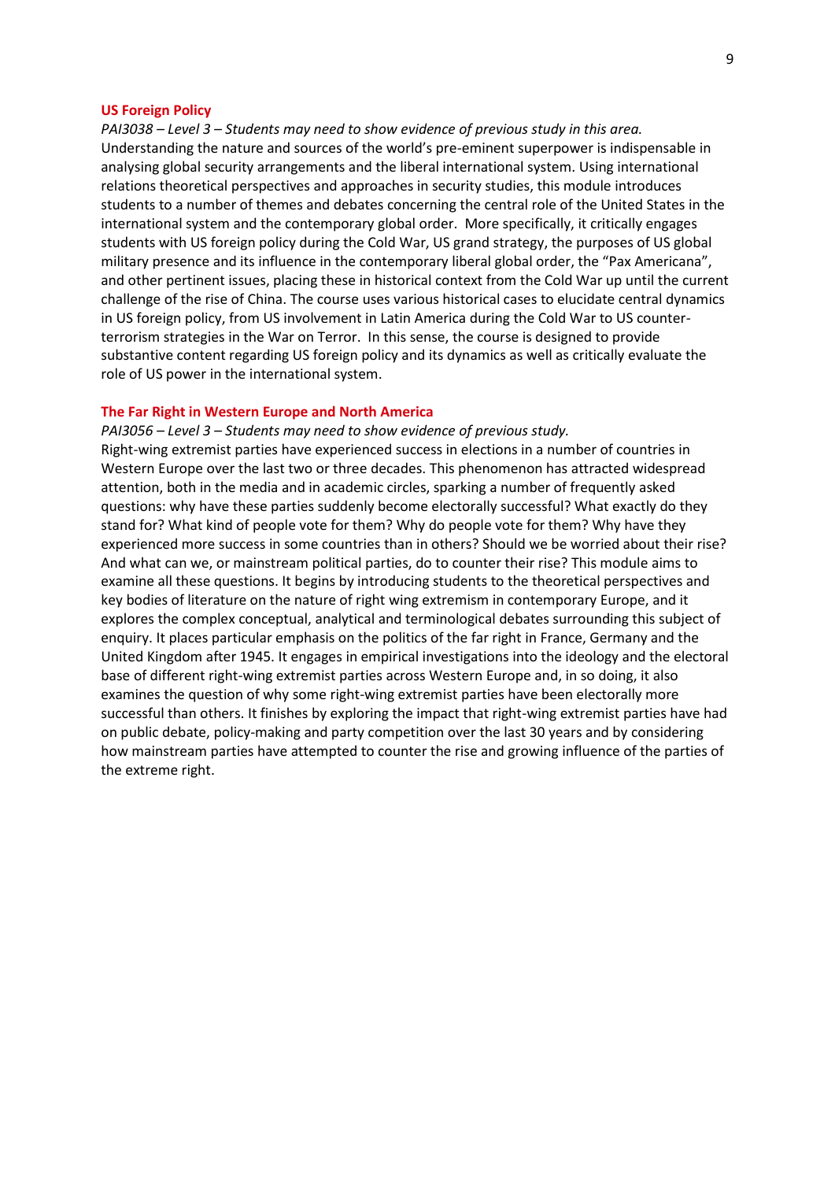### US Foreign Policy

*PAI3038 – Level 3 – Students may need to show evidence of previous study in this area.*

Understanding the nature and sources of the world's pre-eminent superpower is indispensable in analysing global security arrangements and the liberal international system. Using international relations theoretical perspectives and approaches in security studies, this module introduces students to a number of themes and debates concerning the central role of the United States in the international system and the contemporary global order. More specifically, it critically engages students with US foreign policy during the Cold War, US grand strategy, the purposes of US global military presence and its influence in the contemporary liberal global order, the "Pax Americana", and other pertinent issues, placing these in historical context from the Cold War up until the current challenge of the rise of China. The course uses various historical cases to elucidate central dynamics in US foreign policy, from US involvement in Latin America during the Cold War to US counter-terrorism strategies in the War on Terror. In this sense, the course is designed to provide substantive content regarding US foreign policy and its dynamics as well as critically evaluate the role of US power in the international system.

### The Far Right in Western Europe and North America

*PAI3056 – Level 3 – Students may need to show evidence of previous study.*

Right-wing extremist parties have experienced success in elections in a number of countries in Western Europe over the last two or three decades. This phenomenon has attracted widespread attention, both in the media and in academic circles, sparking a number of frequently asked questions: why have these parties suddenly become electorally successful? What exactly do they stand for? What kind of people vote for them? Why do people vote for them? Why have they experienced more success in some countries than in others? Should we be worried about their rise? And what can we, or mainstream political parties, do to counter their rise? This module aims to examine all these questions. It begins by introducing students to the theoretical perspectives and key bodies of literature on the nature of right wing extremism in contemporary Europe, and it explores the complex conceptual, analytical and terminological debates surrounding this subject of enquiry. It places particular emphasis on the politics of the far right in France, Germany and the United Kingdom after 1945. It engages in empirical investigations into the ideology and the electoral base of different right-wing extremist parties across Western Europe and, in so doing, it also examines the question of why some right-wing extremist parties have been electorally more successful than others. It finishes by exploring the impact that right-wing extremist parties have had on public debate, policy-making and party competition over the last 30 years and by considering how mainstream parties have attempted to counter the rise and growing influence of the parties of the extreme right.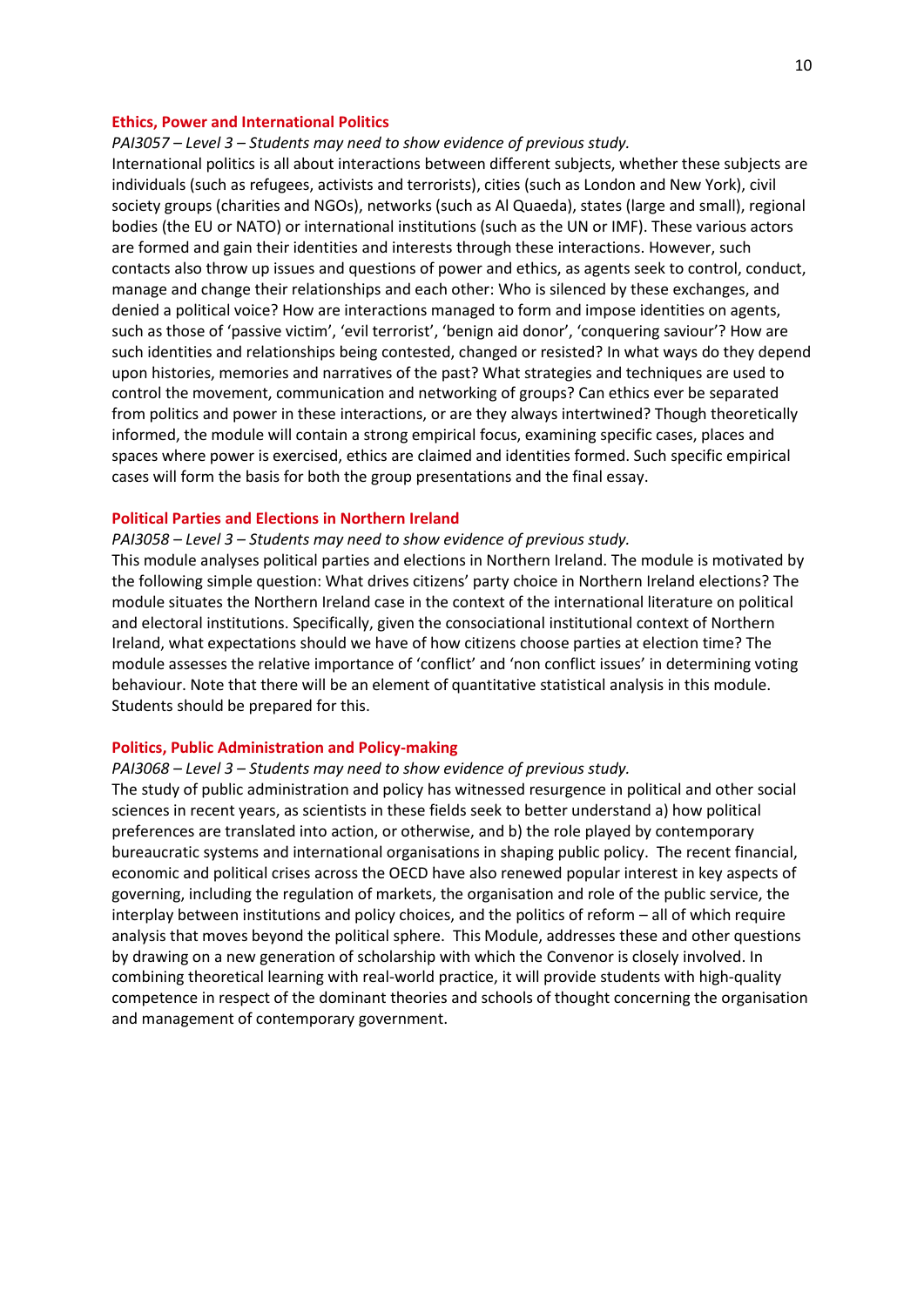### Ethics, Power and International Politics

*PAI3057 – Level 3 – Students may need to show evidence of previous study.*

International politics is all about interactions between different subjects, whether these subjects are individuals (such as refugees, activists and terrorists), cities (such as London and New York), civil society groups (charities and NGOs), networks (such as Al Quaeda), states (large and small), regional bodies (the EU or NATO) or international institutions (such as the UN or IMF). These various actors are formed and gain their identities and interests through these interactions. However, such contacts also throw up issues and questions of power and ethics, as agents seek to control, conduct, manage and change their relationships and each other: Who is silenced by these exchanges, and denied a political voice? How are interactions managed to form and impose identities on agents, such as those of 'passive victim', 'evil terrorist', 'benign aid donor', 'conquering saviour'? How are such identities and relationships being contested, changed or resisted? In what ways do they depend upon histories, memories and narratives of the past? What strategies and techniques are used to control the movement, communication and networking of groups? Can ethics ever be separated from politics and power in these interactions, or are they always intertwined? Though theoretically informed, the module will contain a strong empirical focus, examining specific cases, places and spaces where power is exercised, ethics are claimed and identities formed. Such specific empirical cases will form the basis for both the group presentations and the final essay.

### Political Parties and Elections in Northern Ireland

*PAI3058 – Level 3 – Students may need to show evidence of previous study.*

This module analyses political parties and elections in Northern Ireland. The module is motivated by the following simple question: What drives citizens' party choice in Northern Ireland elections? The module situates the Northern Ireland case in the context of the international literature on political and electoral institutions. Specifically, given the consociational institutional context of Northern Ireland, what expectations should we have of how citizens choose parties at election time? The module assesses the relative importance of 'conflict' and 'non conflict issues' in determining voting behaviour. Note that there will be an element of quantitative statistical analysis in this module. Students should be prepared for this.

### Politics, Public Administration and Policy-making

*PAI3068 – Level 3 – Students may need to show evidence of previous study.*

The study of public administration and policy has witnessed resurgence in political and other social sciences in recent years, as scientists in these fields seek to better understand a) how political preferences are translated into action, or otherwise, and b) the role played by contemporary bureaucratic systems and international organisations in shaping public policy. The recent financial, economic and political crises across the OECD have also renewed popular interest in key aspects of governing, including the regulation of markets, the organisation and role of the public service, the interplay between institutions and policy choices, and the politics of reform – all of which require analysis that moves beyond the political sphere. This Module, addresses these and other questions by drawing on a new generation of scholarship with which the Convenor is closely involved. In combining theoretical learning with real-world practice, it will provide students with high-quality competence in respect of the dominant theories and schools of thought concerning the organisation and management of contemporary government.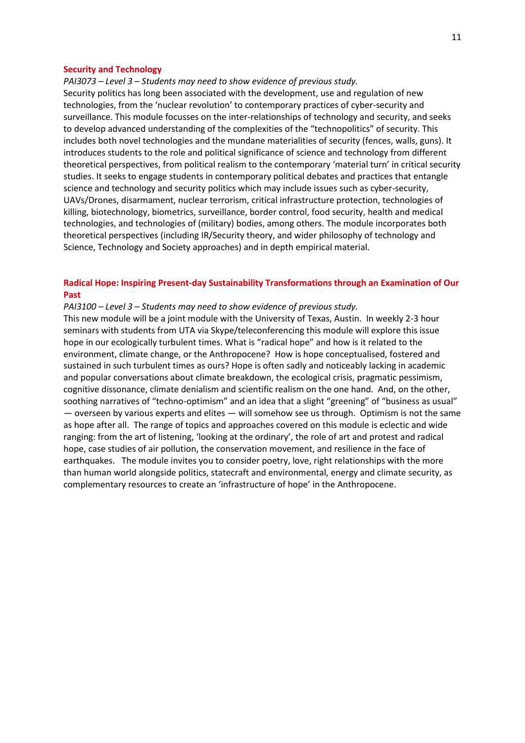## Security and Technology

*PAI3073 – Level 3 – Students may need to show evidence of previous study.*

Security politics has long been associated with the development, use and regulation of new technologies, from the 'nuclear revolution' to contemporary practices of cyber-security and surveillance. This module focusses on the inter-relationships of technology and security, and seeks to develop advanced understanding of the complexities of the "technopolitics" of security. This includes both novel technologies and the mundane materialities of security (fences, walls, guns). It introduces students to the role and political significance of science and technology from different theoretical perspectives, from political realism to the contemporary 'material turn' in critical security studies. It seeks to engage students in contemporary political debates and practices that entangle science and technology and security politics which may include issues such as cyber-security, UAVs/Drones, disarmament, nuclear terrorism, critical infrastructure protection, technologies of killing, biotechnology, biometrics, surveillance, border control, food security, health and medical technologies, and technologies of (military) bodies, among others. The module incorporates both theoretical perspectives (including IR/Security theory, and wider philosophy of technology and Science, Technology and Society approaches) and in depth empirical material.

## Radical Hope: Inspiring Present-day Sustainability Transformations through an Examination of Our Past

*PAI3100 – Level 3 – Students may need to show evidence of previous study.*

This new module will be a joint module with the University of Texas, Austin. In weekly 2-3 hour seminars with students from UTA via Skype/teleconferencing this module will explore this issue hope in our ecologically turbulent times. What is "radical hope" and how is it related to the environment, climate change, or the Anthropocene? How is hope conceptualised, fostered and sustained in such turbulent times as ours? Hope is often sadly and noticeably lacking in academic and popular conversations about climate breakdown, the ecological crisis, pragmatic pessimism, cognitive dissonance, climate denialism and scientific realism on the one hand. And, on the other, soothing narratives of "techno-optimism" and an idea that a slight "greening" of "business as usual" — overseen by various experts and elites — will somehow see us through. Optimism is not the same as hope after all. The range of topics and approaches covered on this module is eclectic and wide ranging: from the art of listening, 'looking at the ordinary', the role of art and protest and radical hope, case studies of air pollution, the conservation movement, and resilience in the face of earthquakes. The module invites you to consider poetry, love, right relationships with the more than human world alongside politics, statecraft and environmental, energy and climate security, as complementary resources to create an 'infrastructure of hope' in the Anthropocene.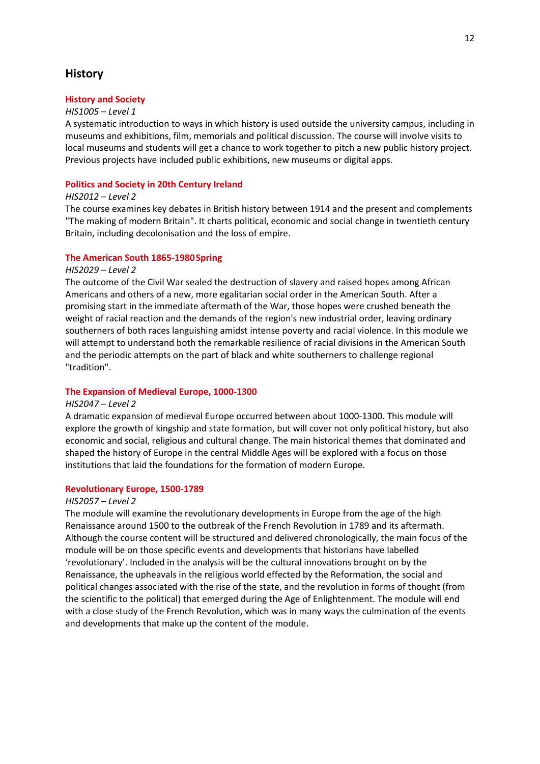# History

## History and Society

*HIS1005 – Level 1*

A systematic introduction to ways in which history is used outside the university campus, including in museums and exhibitions, film, memorials and political discussion. The course will involve visits to local museums and students will get a chance to work together to pitch a new public history project. Previous projects have included public exhibitions, new museums or digital apps.

## Politics and Society in 20th Century Ireland

*HIS2012 – Level 2*

The course examines key debates in British history between 1914 and the present and complements "The making of modern Britain". It charts political, economic and social change in twentieth century Britain, including decolonisation and the loss of empire.

## The American South 1865-1980 Spring

*HIS2029 – Level 2*

The outcome of the Civil War sealed the destruction of slavery and raised hopes among African Americans and others of a new, more egalitarian social order in the American South. After a promising start in the immediate aftermath of the War, those hopes were crushed beneath the weight of racial reaction and the demands of the region's new industrial order, leaving ordinary southerners of both races languishing amidst intense poverty and racial violence. In this module we will attempt to understand both the remarkable resilience of racial divisions in the American South and the periodic attempts on the part of black and white southerners to challenge regional "tradition".

## The Expansion of Medieval Europe, 1000-1300

*HIS2047 – Level 2*

A dramatic expansion of medieval Europe occurred between about 1000-1300. This module will explore the growth of kingship and state formation, but will cover not only political history, but also economic and social, religious and cultural change. The main historical themes that dominated and shaped the history of Europe in the central Middle Ages will be explored with a focus on those institutions that laid the foundations for the formation of modern Europe.

## Revolutionary Europe, 1500-1789

*HIS2057 – Level 2*

The module will examine the revolutionary developments in Europe from the age of the high Renaissance around 1500 to the outbreak of the French Revolution in 1789 and its aftermath. Although the course content will be structured and delivered chronologically, the main focus of the module will be on those specific events and developments that historians have labelled 'revolutionary'. Included in the analysis will be the cultural innovations brought on by the Renaissance, the upheavals in the religious world effected by the Reformation, the social and political changes associated with the rise of the state, and the revolution in forms of thought (from the scientific to the political) that emerged during the Age of Enlightenment. The module will end with a close study of the French Revolution, which was in many ways the culmination of the events and developments that make up the content of the module.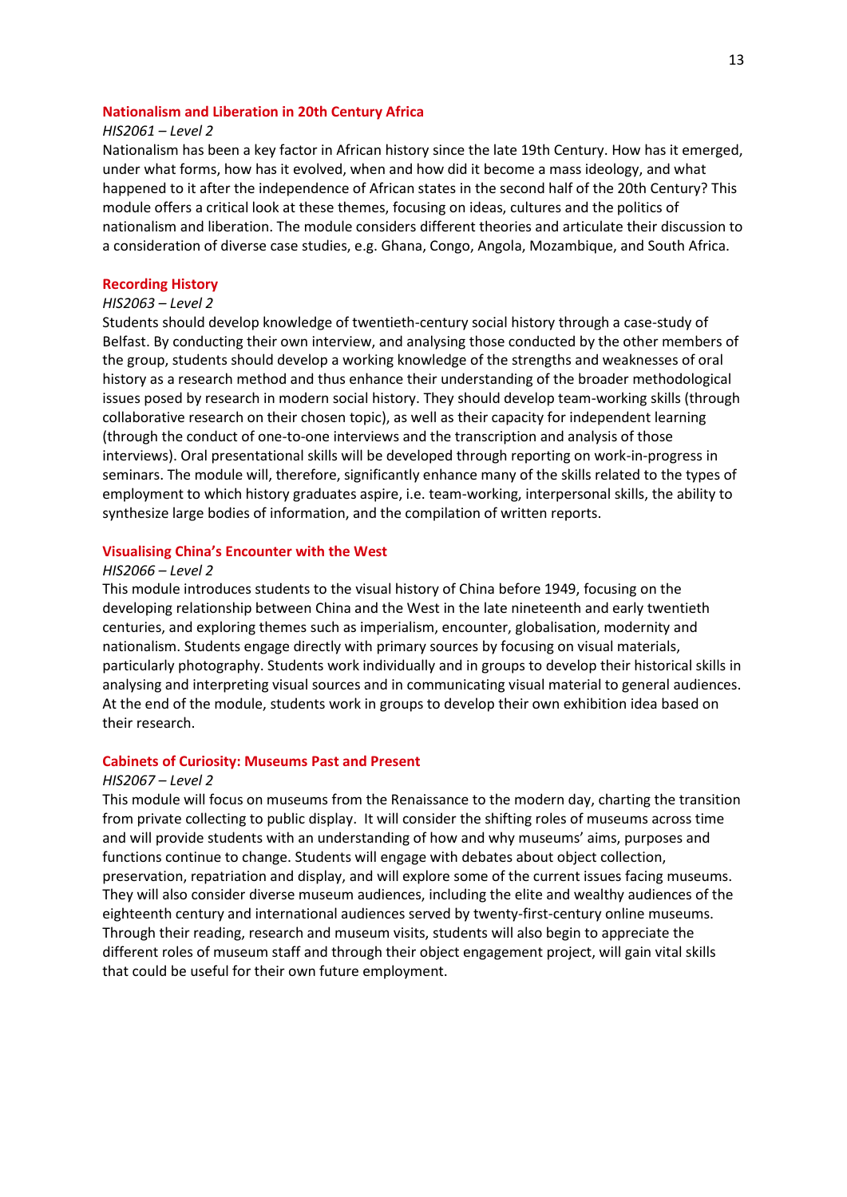### Nationalism and Liberation in 20th Century Africa

*HIS2061 – Level 2*

Nationalism has been a key factor in African history since the late 19th Century. How has it emerged, under what forms, how has it evolved, when and how did it become a mass ideology, and what happened to it after the independence of African states in the second half of the 20th Century? This module offers a critical look at these themes, focusing on ideas, cultures and the politics of nationalism and liberation. The module considers different theories and articulate their discussion to a consideration of diverse case studies, e.g. Ghana, Congo, Angola, Mozambique, and South Africa.

### Recording History

*HIS2063 – Level 2*

Students should develop knowledge of twentieth-century social history through a case-study of Belfast. By conducting their own interview, and analysing those conducted by the other members of the group, students should develop a working knowledge of the strengths and weaknesses of oral history as a research method and thus enhance their understanding of the broader methodological issues posed by research in modern social history. They should develop team-working skills (through collaborative research on their chosen topic), as well as their capacity for independent learning (through the conduct of one-to-one interviews and the transcription and analysis of those interviews). Oral presentational skills will be developed through reporting on work-in-progress in seminars. The module will, therefore, significantly enhance many of the skills related to the types of employment to which history graduates aspire, i.e. team-working, interpersonal skills, the ability to synthesize large bodies of information, and the compilation of written reports.

### Visualising China's Encounter with the West

*HIS2066 – Level 2*

This module introduces students to the visual history of China before 1949, focusing on the developing relationship between China and the West in the late nineteenth and early twentieth centuries, and exploring themes such as imperialism, encounter, globalisation, modernity and nationalism. Students engage directly with primary sources by focusing on visual materials, particularly photography. Students work individually and in groups to develop their historical skills in analysing and interpreting visual sources and in communicating visual material to general audiences. At the end of the module, students work in groups to develop their own exhibition idea based on their research.

### Cabinets of Curiosity: Museums Past and Present

*HIS2067 – Level 2*

This module will focus on museums from the Renaissance to the modern day, charting the transition from private collecting to public display. It will consider the shifting roles of museums across time and will provide students with an understanding of how and why museums' aims, purposes and functions continue to change. Students will engage with debates about object collection, preservation, repatriation and display, and will explore some of the current issues facing museums. They will also consider diverse museum audiences, including the elite and wealthy audiences of the eighteenth century and international audiences served by twenty-first-century online museums. Through their reading, research and museum visits, students will also begin to appreciate the different roles of museum staff and through their object engagement project, will gain vital skills that could be useful for their own future employment.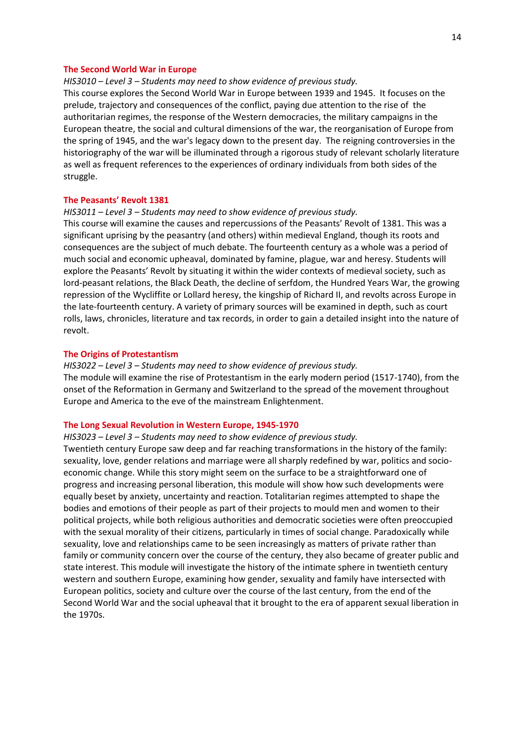### The Second World War in Europe

*HIS3010 – Level 3 – Students may need to show evidence of previous study.*

This course explores the Second World War in Europe between 1939 and 1945. It focuses on the prelude, trajectory and consequences of the conflict, paying due attention to the rise of the authoritarian regimes, the response of the Western democracies, the military campaigns in the European theatre, the social and cultural dimensions of the war, the reorganisation of Europe from the spring of 1945, and the war's legacy down to the present day. The reigning controversies in the historiography of the war will be illuminated through a rigorous study of relevant scholarly literature as well as frequent references to the experiences of ordinary individuals from both sides of the struggle.

### The Peasants' Revolt 1381

*HIS3011 – Level 3 – Students may need to show evidence of previous study.*

This course will examine the causes and repercussions of the Peasants' Revolt of 1381. This was a significant uprising by the peasantry (and others) within medieval England, though its roots and consequences are the subject of much debate. The fourteenth century as a whole was a period of much social and economic upheaval, dominated by famine, plague, war and heresy. Students will explore the Peasants' Revolt by situating it within the wider contexts of medieval society, such as lord-peasant relations, the Black Death, the decline of serfdom, the Hundred Years War, the growing repression of the Wycliffite or Lollard heresy, the kingship of Richard II, and revolts across Europe in the late-fourteenth century. A variety of primary sources will be examined in depth, such as court rolls, laws, chronicles, literature and tax records, in order to gain a detailed insight into the nature of revolt.

### The Origins of Protestantism

*HIS3022 – Level 3 – Students may need to show evidence of previous study.*

The module will examine the rise of Protestantism in the early modern period (1517-1740), from the onset of the Reformation in Germany and Switzerland to the spread of the movement throughout Europe and America to the eve of the mainstream Enlightenment.

### The Long Sexual Revolution in Western Europe, 1945-1970

*HIS3023 – Level 3 – Students may need to show evidence of previous study.*

Twentieth century Europe saw deep and far reaching transformations in the history of the family: sexuality, love, gender relations and marriage were all sharply redefined by war, politics and socio-economic change. While this story might seem on the surface to be a straightforward one of progress and increasing personal liberation, this module will show how such developments were equally beset by anxiety, uncertainty and reaction. Totalitarian regimes attempted to shape the bodies and emotions of their people as part of their projects to mould men and women to their political projects, while both religious authorities and democratic societies were often preoccupied with the sexual morality of their citizens, particularly in times of social change. Paradoxically while sexuality, love and relationships came to be seen increasingly as matters of private rather than family or community concern over the course of the century, they also became of greater public and state interest. This module will investigate the history of the intimate sphere in twentieth century western and southern Europe, examining how gender, sexuality and family have intersected with European politics, society and culture over the course of the last century, from the end of the Second World War and the social upheaval that it brought to the era of apparent sexual liberation in the 1970s.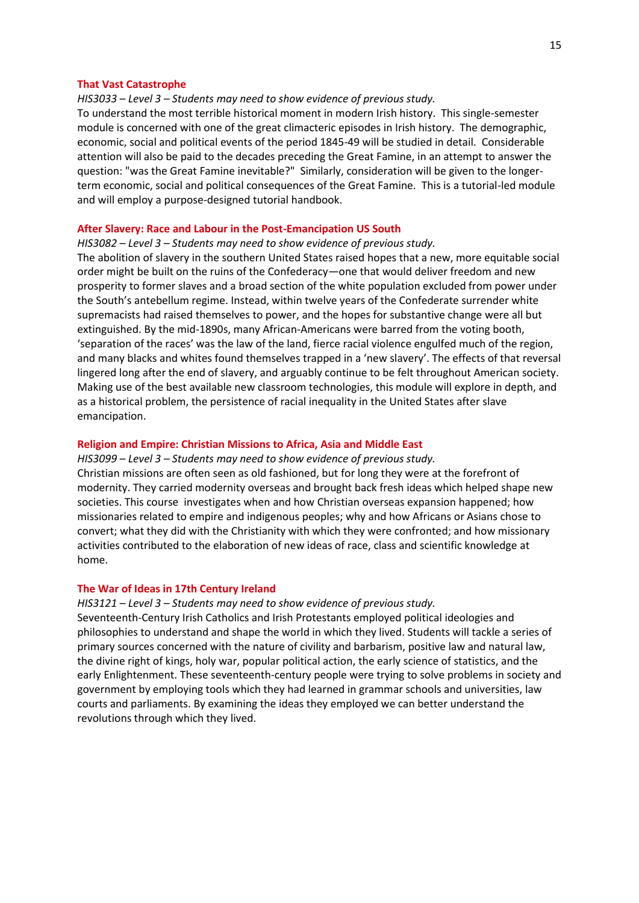### That Vast Catastrophe

*HIS3033 – Level 3 – Students may need to show evidence of previous study.*

To understand the most terrible historical moment in modern Irish history. This single-semester module is concerned with one of the great climacteric episodes in Irish history. The demographic, economic, social and political events of the period 1845-49 will be studied in detail. Considerable attention will also be paid to the decades preceding the Great Famine, in an attempt to answer the question: "was the Great Famine inevitable?" Similarly, consideration will be given to the longer-term economic, social and political consequences of the Great Famine. This is a tutorial-led module and will employ a purpose-designed tutorial handbook.

### After Slavery: Race and Labour in the Post-Emancipation US South

*HIS3082 – Level 3 – Students may need to show evidence of previous study.*

The abolition of slavery in the southern United States raised hopes that a new, more equitable social order might be built on the ruins of the Confederacy—one that would deliver freedom and new prosperity to former slaves and a broad section of the white population excluded from power under the South's antebellum regime. Instead, within twelve years of the Confederate surrender white supremacists had raised themselves to power, and the hopes for substantive change were all but extinguished. By the mid-1890s, many African-Americans were barred from the voting booth, 'separation of the races' was the law of the land, fierce racial violence engulfed much of the region, and many blacks and whites found themselves trapped in a 'new slavery'. The effects of that reversal lingered long after the end of slavery, and arguably continue to be felt throughout American society. Making use of the best available new classroom technologies, this module will explore in depth, and as a historical problem, the persistence of racial inequality in the United States after slave emancipation.

### Religion and Empire: Christian Missions to Africa, Asia and Middle East

*HIS3099 – Level 3 – Students may need to show evidence of previous study.*

Christian missions are often seen as old fashioned, but for long they were at the forefront of modernity. They carried modernity overseas and brought back fresh ideas which helped shape new societies. This course investigates when and how Christian overseas expansion happened; how missionaries related to empire and indigenous peoples; why and how Africans or Asians chose to convert; what they did with the Christianity with which they were confronted; and how missionary activities contributed to the elaboration of new ideas of race, class and scientific knowledge at home.

### The War of Ideas in 17th Century Ireland

*HIS3121 – Level 3 – Students may need to show evidence of previous study.*

Seventeenth-Century Irish Catholics and Irish Protestants employed political ideologies and philosophies to understand and shape the world in which they lived. Students will tackle a series of primary sources concerned with the nature of civility and barbarism, positive law and natural law, the divine right of kings, holy war, popular political action, the early science of statistics, and the early Enlightenment. These seventeenth-century people were trying to solve problems in society and government by employing tools which they had learned in grammar schools and universities, law courts and parliaments. By examining the ideas they employed we can better understand the revolutions through which they lived.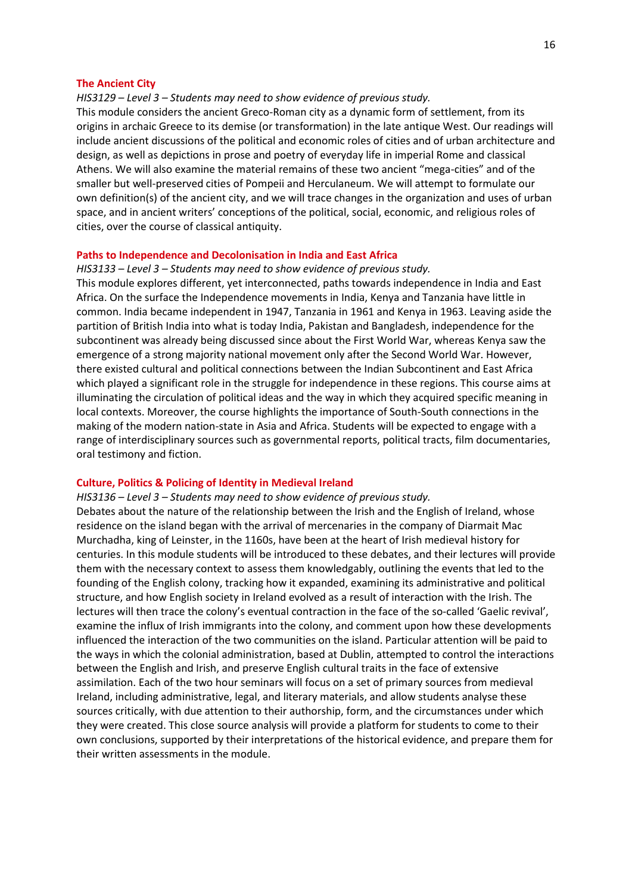### The Ancient City

*HIS3129 – Level 3 – Students may need to show evidence of previous study.*

This module considers the ancient Greco-Roman city as a dynamic form of settlement, from its origins in archaic Greece to its demise (or transformation) in the late antique West. Our readings will include ancient discussions of the political and economic roles of cities and of urban architecture and design, as well as depictions in prose and poetry of everyday life in imperial Rome and classical Athens. We will also examine the material remains of these two ancient "mega-cities" and of the smaller but well-preserved cities of Pompeii and Herculaneum. We will attempt to formulate our own definition(s) of the ancient city, and we will trace changes in the organization and uses of urban space, and in ancient writers' conceptions of the political, social, economic, and religious roles of cities, over the course of classical antiquity.

### Paths to Independence and Decolonisation in India and East Africa

*HIS3133 – Level 3 – Students may need to show evidence of previous study.*

This module explores different, yet interconnected, paths towards independence in India and East Africa. On the surface the Independence movements in India, Kenya and Tanzania have little in common. India became independent in 1947, Tanzania in 1961 and Kenya in 1963. Leaving aside the partition of British India into what is today India, Pakistan and Bangladesh, independence for the subcontinent was already being discussed since about the First World War, whereas Kenya saw the emergence of a strong majority national movement only after the Second World War. However, there existed cultural and political connections between the Indian Subcontinent and East Africa which played a significant role in the struggle for independence in these regions. This course aims at illuminating the circulation of political ideas and the way in which they acquired specific meaning in local contexts. Moreover, the course highlights the importance of South-South connections in the making of the modern nation-state in Asia and Africa. Students will be expected to engage with a range of interdisciplinary sources such as governmental reports, political tracts, film documentaries, oral testimony and fiction.

### Culture, Politics & Policing of Identity in Medieval Ireland

*HIS3136 – Level 3 – Students may need to show evidence of previous study.*

Debates about the nature of the relationship between the Irish and the English of Ireland, whose residence on the island began with the arrival of mercenaries in the company of Diarmait Mac Murchadha, king of Leinster, in the 1160s, have been at the heart of Irish medieval history for centuries. In this module students will be introduced to these debates, and their lectures will provide them with the necessary context to assess them knowledgably, outlining the events that led to the founding of the English colony, tracking how it expanded, examining its administrative and political structure, and how English society in Ireland evolved as a result of interaction with the Irish. The lectures will then trace the colony's eventual contraction in the face of the so-called 'Gaelic revival', examine the influx of Irish immigrants into the colony, and comment upon how these developments influenced the interaction of the two communities on the island. Particular attention will be paid to the ways in which the colonial administration, based at Dublin, attempted to control the interactions between the English and Irish, and preserve English cultural traits in the face of extensive assimilation. Each of the two hour seminars will focus on a set of primary sources from medieval Ireland, including administrative, legal, and literary materials, and allow students analyse these sources critically, with due attention to their authorship, form, and the circumstances under which they were created. This close source analysis will provide a platform for students to come to their own conclusions, supported by their interpretations of the historical evidence, and prepare them for their written assessments in the module.